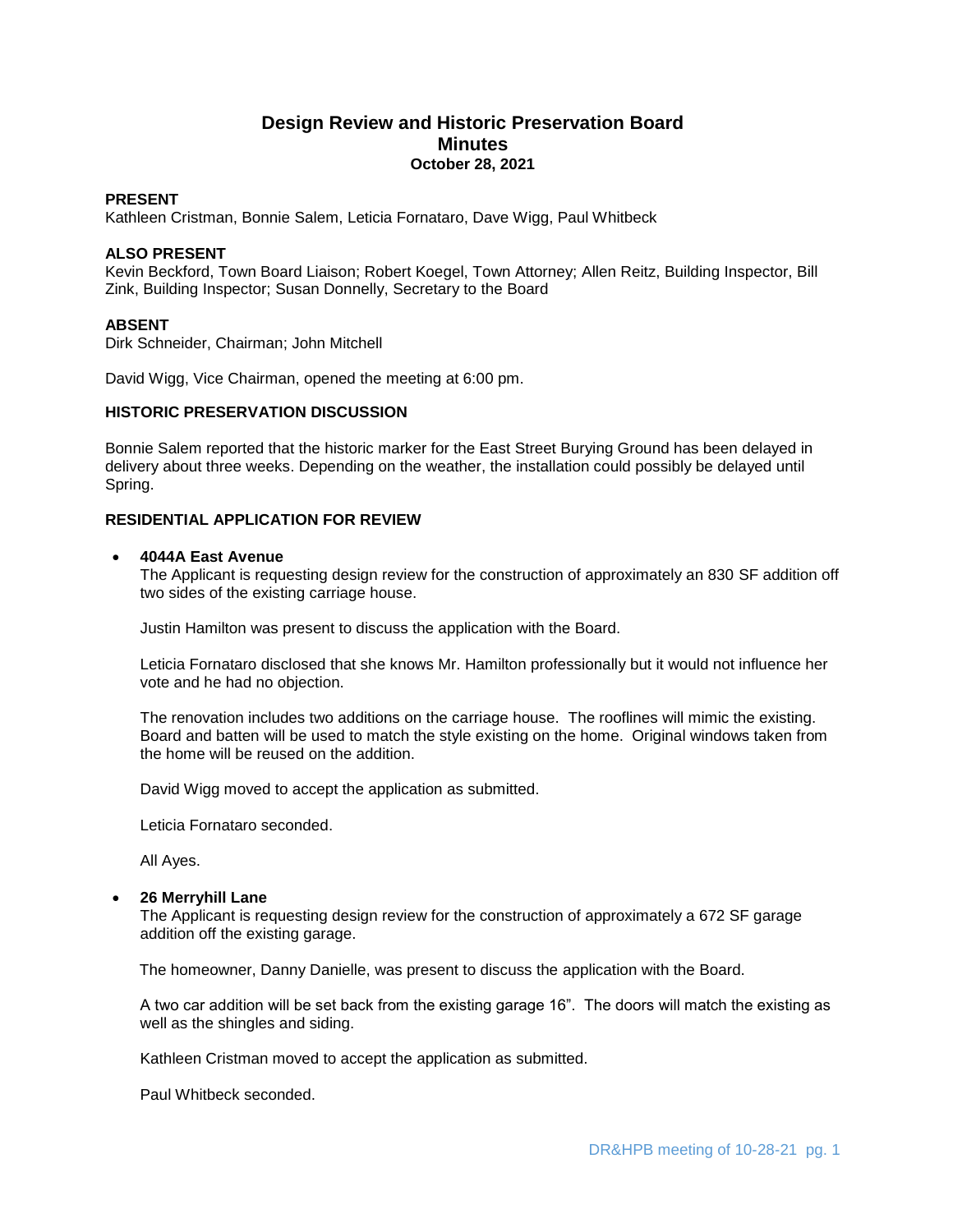# Design Review and Historic Preservation Board
## Minutes
### October 28, 2021

**PRESENT**
Kathleen Cristman, Bonnie Salem, Leticia Fornataro, Dave Wigg, Paul Whitbeck

**ALSO PRESENT**
Kevin Beckford, Town Board Liaison; Robert Koegel, Town Attorney; Allen Reitz, Building Inspector, Bill Zink, Building Inspector; Susan Donnelly, Secretary to the Board

**ABSENT**
Dirk Schneider, Chairman; John Mitchell

David Wigg, Vice Chairman, opened the meeting at 6:00 pm.

**HISTORIC PRESERVATION DISCUSSION**

Bonnie Salem reported that the historic marker for the East Street Burying Ground has been delayed in delivery about three weeks. Depending on the weather, the installation could possibly be delayed until Spring.

**RESIDENTIAL APPLICATION FOR REVIEW**

- **4044A East Avenue**
  The Applicant is requesting design review for the construction of approximately an 830 SF addition off two sides of the existing carriage house.

  Justin Hamilton was present to discuss the application with the Board.

  Leticia Fornataro disclosed that she knows Mr. Hamilton professionally but it would not influence her vote and he had no objection.

  The renovation includes two additions on the carriage house. The rooflines will mimic the existing. Board and batten will be used to match the style existing on the home. Original windows taken from the home will be reused on the addition.

  David Wigg moved to accept the application as submitted.

  Leticia Fornataro seconded.

  All Ayes.

- **26 Merryhill Lane**
  The Applicant is requesting design review for the construction of approximately a 672 SF garage addition off the existing garage.

  The homeowner, Danny Danielle, was present to discuss the application with the Board.

  A two car addition will be set back from the existing garage 16". The doors will match the existing as well as the shingles and siding.

  Kathleen Cristman moved to accept the application as submitted.

  Paul Whitbeck seconded.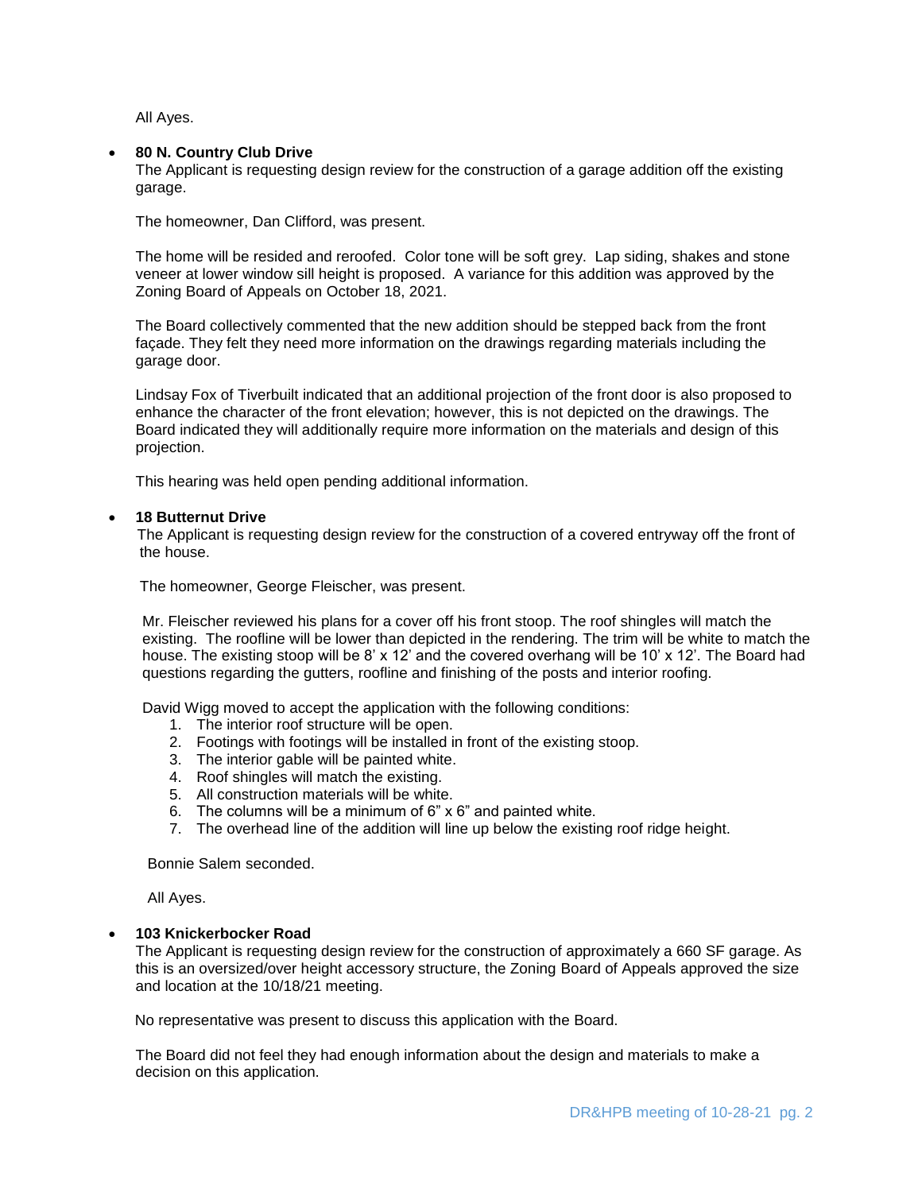All Ayes.

- **80 N. Country Club Drive**
  The Applicant is requesting design review for the construction of a garage addition off the existing garage.

  The homeowner, Dan Clifford, was present.

  The home will be resided and reroofed. Color tone will be soft grey. Lap siding, shakes and stone veneer at lower window sill height is proposed. A variance for this addition was approved by the Zoning Board of Appeals on October 18, 2021.

  The Board collectively commented that the new addition should be stepped back from the front façade. They felt they need more information on the drawings regarding materials including the garage door.

  Lindsay Fox of Tiverbuilt indicated that an additional projection of the front door is also proposed to enhance the character of the front elevation; however, this is not depicted on the drawings. The Board indicated they will additionally require more information on the materials and design of this projection.

  This hearing was held open pending additional information.

- **18 Butternut Drive**
  The Applicant is requesting design review for the construction of a covered entryway off the front of the house.

  The homeowner, George Fleischer, was present.

  Mr. Fleischer reviewed his plans for a cover off his front stoop. The roof shingles will match the existing. The roofline will be lower than depicted in the rendering. The trim will be white to match the house. The existing stoop will be 8' x 12' and the covered overhang will be 10' x 12'. The Board had questions regarding the gutters, roofline and finishing of the posts and interior roofing.

  David Wigg moved to accept the application with the following conditions:
  1. The interior roof structure will be open.
  2. Footings with footings will be installed in front of the existing stoop.
  3. The interior gable will be painted white.
  4. Roof shingles will match the existing.
  5. All construction materials will be white.
  6. The columns will be a minimum of 6" x 6" and painted white.
  7. The overhead line of the addition will line up below the existing roof ridge height.

  Bonnie Salem seconded.

  All Ayes.

- **103 Knickerbocker Road**
  The Applicant is requesting design review for the construction of approximately a 660 SF garage. As this is an oversized/over height accessory structure, the Zoning Board of Appeals approved the size and location at the 10/18/21 meeting.

  No representative was present to discuss this application with the Board.

  The Board did not feel they had enough information about the design and materials to make a decision on this application.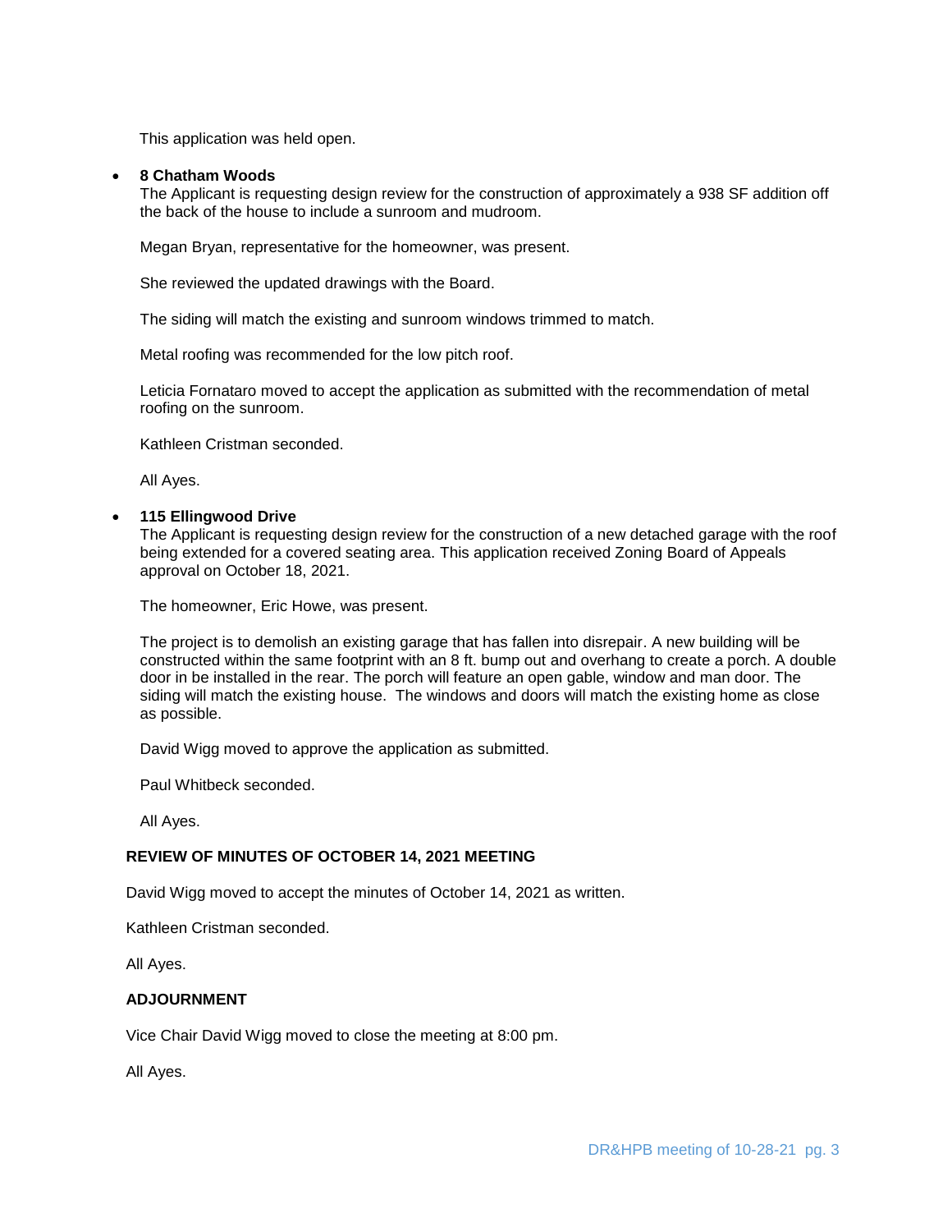This application was held open.

- **8 Chatham Woods**

  The Applicant is requesting design review for the construction of approximately a 938 SF addition off the back of the house to include a sunroom and mudroom.

  Megan Bryan, representative for the homeowner, was present.

  She reviewed the updated drawings with the Board.

  The siding will match the existing and sunroom windows trimmed to match.

  Metal roofing was recommended for the low pitch roof.

  Leticia Fornataro moved to accept the application as submitted with the recommendation of metal roofing on the sunroom.

  Kathleen Cristman seconded.

  All Ayes.

- **115 Ellingwood Drive**

  The Applicant is requesting design review for the construction of a new detached garage with the roof being extended for a covered seating area. This application received Zoning Board of Appeals approval on October 18, 2021.

  The homeowner, Eric Howe, was present.

  The project is to demolish an existing garage that has fallen into disrepair. A new building will be constructed within the same footprint with an 8 ft. bump out and overhang to create a porch. A double door in be installed in the rear. The porch will feature an open gable, window and man door. The siding will match the existing house. The windows and doors will match the existing home as close as possible.

  David Wigg moved to approve the application as submitted.

  Paul Whitbeck seconded.

  All Ayes.

**REVIEW OF MINUTES OF OCTOBER 14, 2021 MEETING**

David Wigg moved to accept the minutes of October 14, 2021 as written.

Kathleen Cristman seconded.

All Ayes.

**ADJOURNMENT**

Vice Chair David Wigg moved to close the meeting at 8:00 pm.

All Ayes.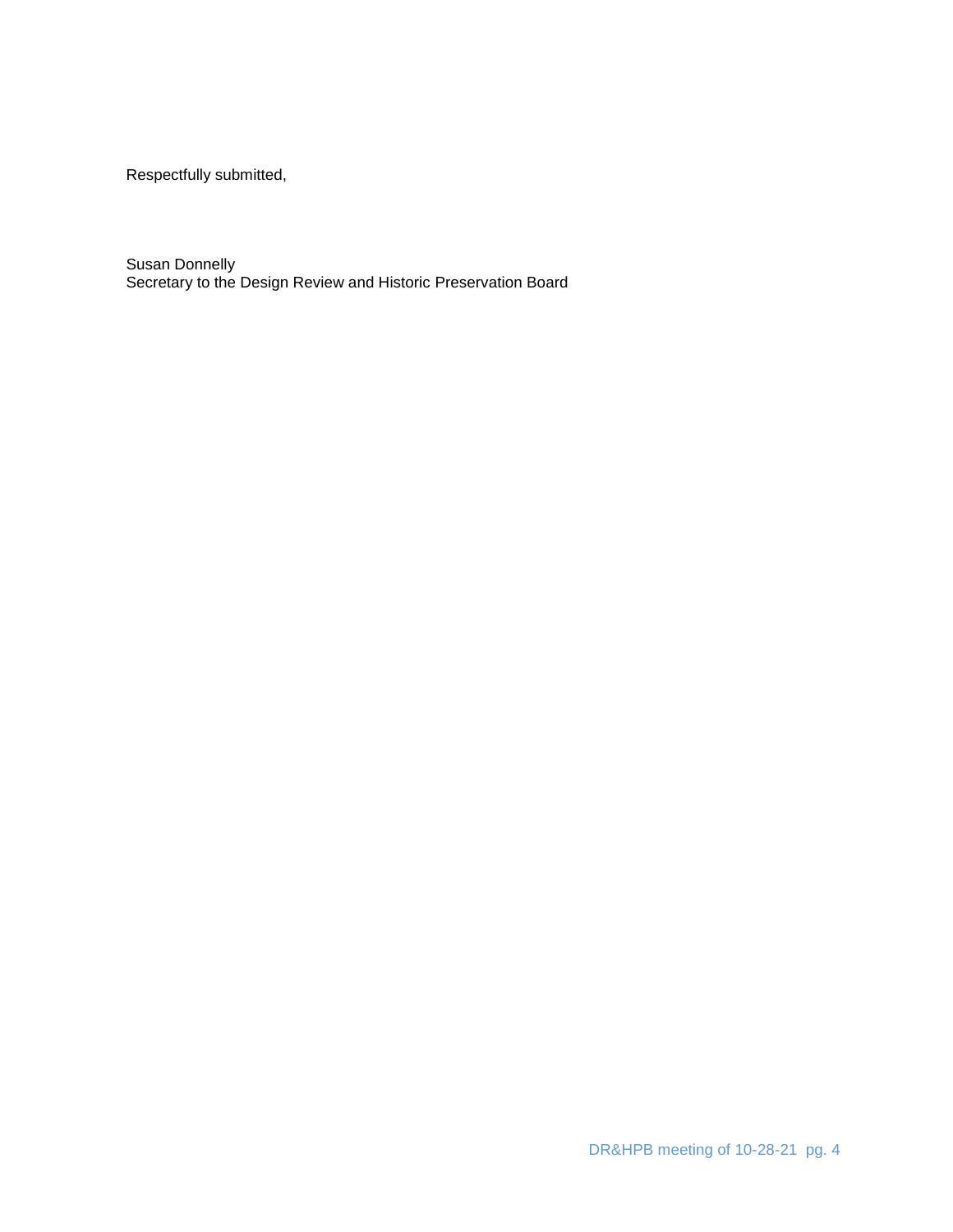Respectfully submitted,

Susan Donnelly
Secretary to the Design Review and Historic Preservation Board